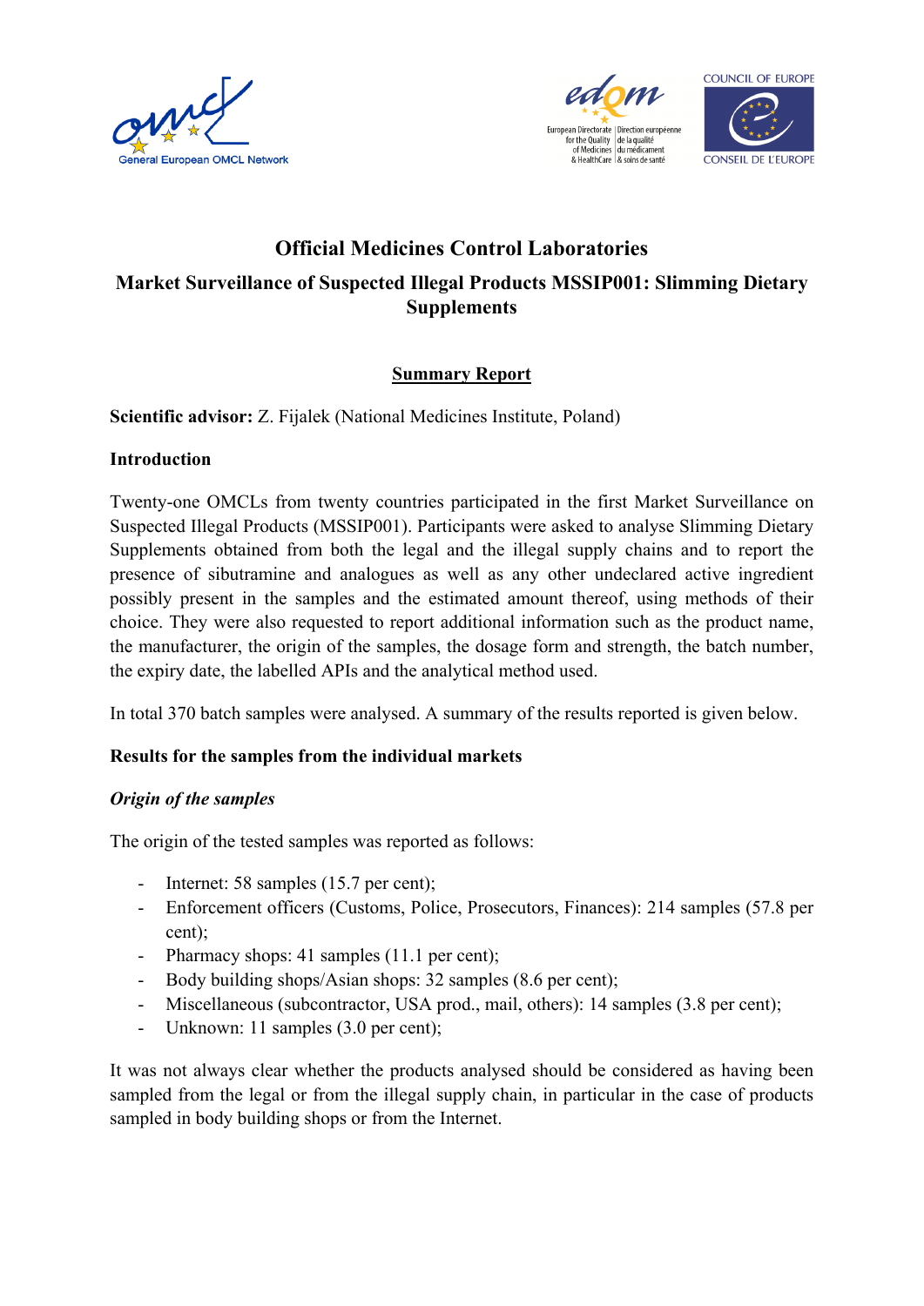# Official Medicines Control Laboratories

## Market Surveillance of Suspected Illegal Products MSSIP001: Slimming Dietary Supplements

### Summary Report

**Scientific advisor:** Z. Fijalek (National Medicines Institute, Poland)

**Introduction**

Twenty-one OMCLs from twenty countries participated in the first Market Surveillance on Suspected Illegal Products (MSSIP001). Participants were asked to analyse Slimming Dietary Supplements obtained from both the legal and the illegal supply chains and to report the presence of sibutramine and analogues as well as any other undeclared active ingredient possibly present in the samples and the estimated amount thereof, using methods of their choice. They were also requested to report additional information such as the product name, the manufacturer, the origin of the samples, the dosage form and strength, the batch number, the expiry date, the labelled APIs and the analytical method used.

In total 370 batch samples were analysed. A summary of the results reported is given below.

**Results for the samples from the individual markets**

***Origin of the samples***

The origin of the tested samples was reported as follows:

- Internet: 58 samples (15.7 per cent);
- Enforcement officers (Customs, Police, Prosecutors, Finances): 214 samples (57.8 per cent);
- Pharmacy shops: 41 samples (11.1 per cent);
- Body building shops/Asian shops: 32 samples (8.6 per cent);
- Miscellaneous (subcontractor, USA prod., mail, others): 14 samples (3.8 per cent);
- Unknown: 11 samples (3.0 per cent);

It was not always clear whether the products analysed should be considered as having been sampled from the legal or from the illegal supply chain, in particular in the case of products sampled in body building shops or from the Internet.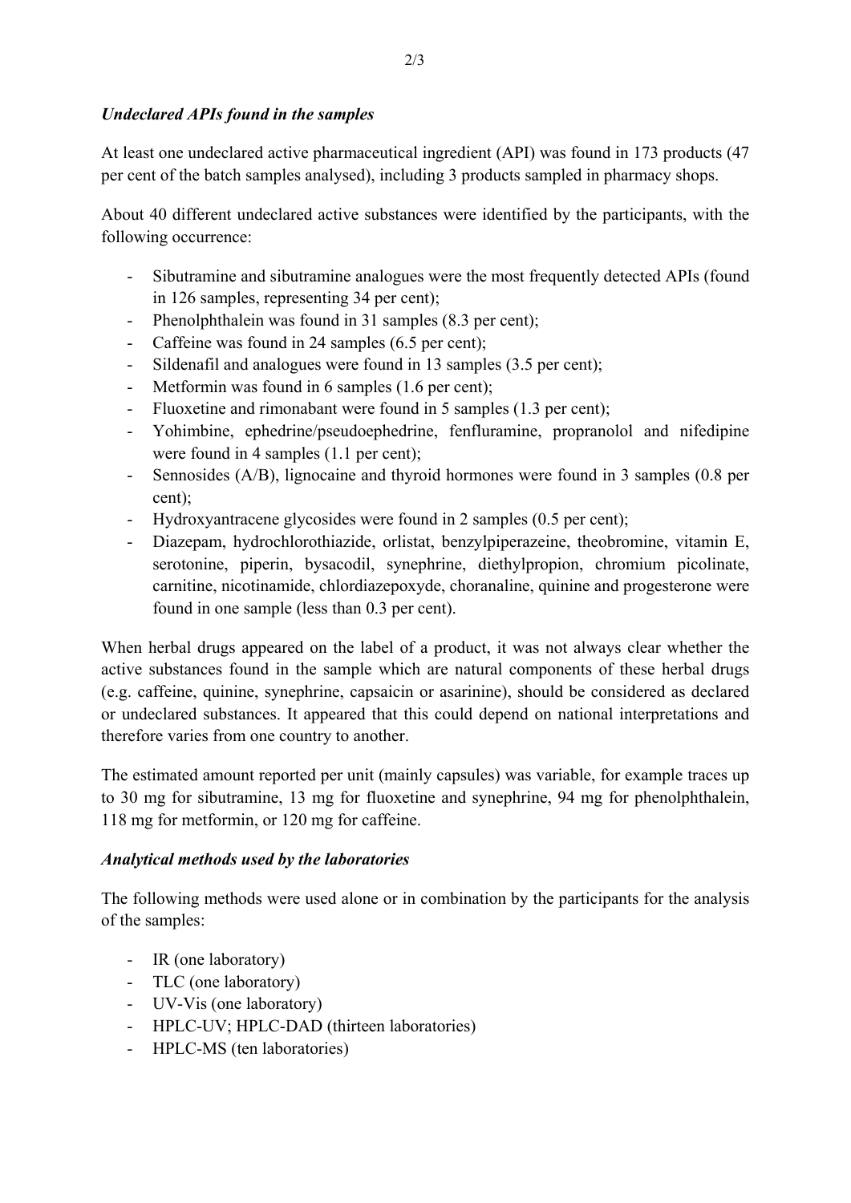### *Undeclared APIs found in the samples*

At least one undeclared active pharmaceutical ingredient (API) was found in 173 products (47 per cent of the batch samples analysed), including 3 products sampled in pharmacy shops.

About 40 different undeclared active substances were identified by the participants, with the following occurrence:

- Sibutramine and sibutramine analogues were the most frequently detected APIs (found in 126 samples, representing 34 per cent);
- Phenolphthalein was found in 31 samples (8.3 per cent);
- Caffeine was found in 24 samples (6.5 per cent);
- Sildenafil and analogues were found in 13 samples (3.5 per cent);
- Metformin was found in 6 samples (1.6 per cent);
- Fluoxetine and rimonabant were found in 5 samples (1.3 per cent);
- Yohimbine, ephedrine/pseudoephedrine, fenfluramine, propranolol and nifedipine were found in 4 samples (1.1 per cent);
- Sennosides (A/B), lignocaine and thyroid hormones were found in 3 samples (0.8 per cent);
- Hydroxyantracene glycosides were found in 2 samples (0.5 per cent);
- Diazepam, hydrochlorothiazide, orlistat, benzylpiperazeine, theobromine, vitamin E, serotonine, piperin, bysacodil, synephrine, diethylpropion, chromium picolinate, carnitine, nicotinamide, chlordiazepoxyde, choranaline, quinine and progesterone were found in one sample (less than 0.3 per cent).

When herbal drugs appeared on the label of a product, it was not always clear whether the active substances found in the sample which are natural components of these herbal drugs (e.g. caffeine, quinine, synephrine, capsaicin or asarinine), should be considered as declared or undeclared substances. It appeared that this could depend on national interpretations and therefore varies from one country to another.

The estimated amount reported per unit (mainly capsules) was variable, for example traces up to 30 mg for sibutramine, 13 mg for fluoxetine and synephrine, 94 mg for phenolphthalein, 118 mg for metformin, or 120 mg for caffeine.

### *Analytical methods used by the laboratories*

The following methods were used alone or in combination by the participants for the analysis of the samples:

- IR (one laboratory)
- TLC (one laboratory)
- UV-Vis (one laboratory)
- HPLC-UV; HPLC-DAD (thirteen laboratories)
- HPLC-MS (ten laboratories)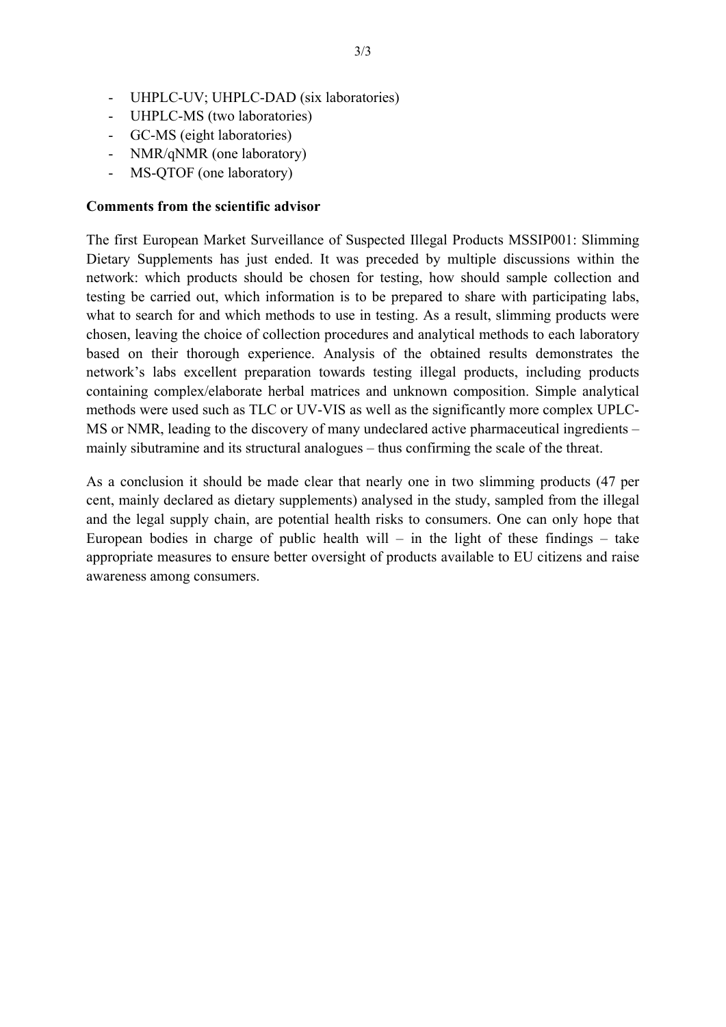- UHPLC-UV; UHPLC-DAD (six laboratories)
- UHPLC-MS (two laboratories)
- GC-MS (eight laboratories)
- NMR/qNMR (one laboratory)
- MS-QTOF (one laboratory)

**Comments from the scientific advisor**

The first European Market Surveillance of Suspected Illegal Products MSSIP001: Slimming Dietary Supplements has just ended. It was preceded by multiple discussions within the network: which products should be chosen for testing, how should sample collection and testing be carried out, which information is to be prepared to share with participating labs, what to search for and which methods to use in testing. As a result, slimming products were chosen, leaving the choice of collection procedures and analytical methods to each laboratory based on their thorough experience. Analysis of the obtained results demonstrates the network's labs excellent preparation towards testing illegal products, including products containing complex/elaborate herbal matrices and unknown composition. Simple analytical methods were used such as TLC or UV-VIS as well as the significantly more complex UPLC-MS or NMR, leading to the discovery of many undeclared active pharmaceutical ingredients – mainly sibutramine and its structural analogues – thus confirming the scale of the threat.

As a conclusion it should be made clear that nearly one in two slimming products (47 per cent, mainly declared as dietary supplements) analysed in the study, sampled from the illegal and the legal supply chain, are potential health risks to consumers. One can only hope that European bodies in charge of public health will – in the light of these findings – take appropriate measures to ensure better oversight of products available to EU citizens and raise awareness among consumers.